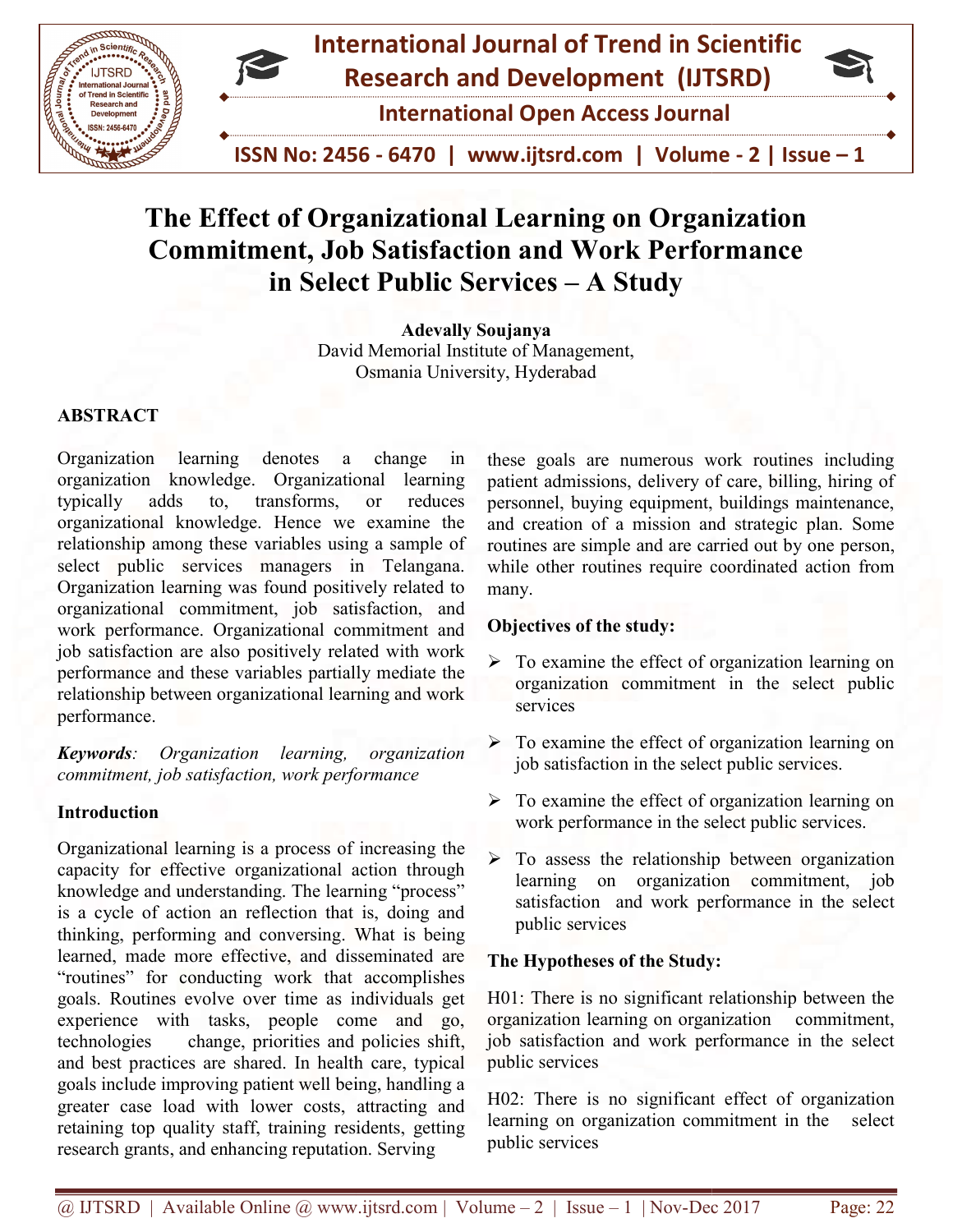# The Effect of Organizational Learning on Organization Commitment, Job Satisfaction and Work Performance in Select Public Services – A Study

**Adevally Soujanya**
David Memorial Institute of Management,
Osmania University, Hyderabad

## ABSTRACT

Organization learning denotes a change in organization knowledge. Organizational learning typically adds to, transforms, or reduces organizational knowledge. Hence we examine the relationship among these variables using a sample of select public services managers in Telangana. Organization learning was found positively related to organizational commitment, job satisfaction, and work performance. Organizational commitment and job satisfaction are also positively related with work performance and these variables partially mediate the relationship between organizational learning and work performance.

***Keywords**: Organization learning, organization commitment, job satisfaction, work performance*

## Introduction

Organizational learning is a process of increasing the capacity for effective organizational action through knowledge and understanding. The learning "process" is a cycle of action an reflection that is, doing and thinking, performing and conversing. What is being learned, made more effective, and disseminated are "routines" for conducting work that accomplishes goals. Routines evolve over time as individuals get experience with tasks, people come and go, technologies change, priorities and policies shift, and best practices are shared. In health care, typical goals include improving patient well being, handling a greater case load with lower costs, attracting and retaining top quality staff, training residents, getting research grants, and enhancing reputation. Serving these goals are numerous work routines including patient admissions, delivery of care, billing, hiring of personnel, buying equipment, buildings maintenance, and creation of a mission and strategic plan. Some routines are simple and are carried out by one person, while other routines require coordinated action from many.

### Objectives of the study:

- To examine the effect of organization learning on organization commitment in the select public services
- To examine the effect of organization learning on job satisfaction in the select public services.
- To examine the effect of organization learning on work performance in the select public services.
- To assess the relationship between organization learning on organization commitment, job satisfaction and work performance in the select public services

### The Hypotheses of the Study:

H01: There is no significant relationship between the organization learning on organization commitment, job satisfaction and work performance in the select public services

H02: There is no significant effect of organization learning on organization commitment in the select public services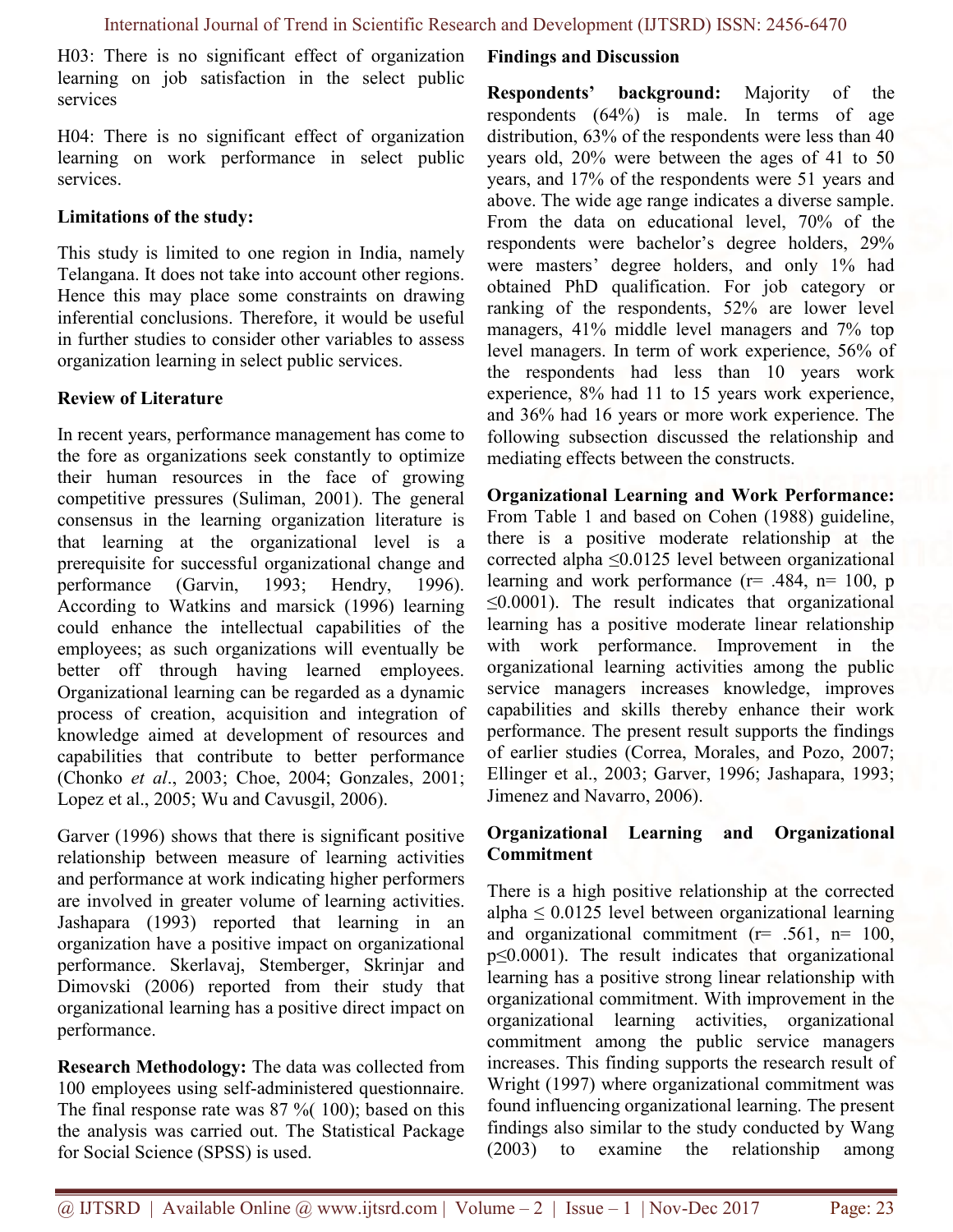H03: There is no significant effect of organization learning on job satisfaction in the select public services

H04: There is no significant effect of organization learning on work performance in select public services.

**Limitations of the study:**

This study is limited to one region in India, namely Telangana. It does not take into account other regions. Hence this may place some constraints on drawing inferential conclusions. Therefore, it would be useful in further studies to consider other variables to assess organization learning in select public services.

**Review of Literature**

In recent years, performance management has come to the fore as organizations seek constantly to optimize their human resources in the face of growing competitive pressures (Suliman, 2001). The general consensus in the learning organization literature is that learning at the organizational level is a prerequisite for successful organizational change and performance (Garvin, 1993; Hendry, 1996). According to Watkins and marsick (1996) learning could enhance the intellectual capabilities of the employees; as such organizations will eventually be better off through having learned employees. Organizational learning can be regarded as a dynamic process of creation, acquisition and integration of knowledge aimed at development of resources and capabilities that contribute to better performance (Chonko *et al*., 2003; Choe, 2004; Gonzales, 2001; Lopez et al., 2005; Wu and Cavusgil, 2006).

Garver (1996) shows that there is significant positive relationship between measure of learning activities and performance at work indicating higher performers are involved in greater volume of learning activities. Jashapara (1993) reported that learning in an organization have a positive impact on organizational performance. Skerlavaj, Stemberger, Skrinjar and Dimovski (2006) reported from their study that organizational learning has a positive direct impact on performance.

**Research Methodology:** The data was collected from 100 employees using self-administered questionnaire. The final response rate was 87 %( 100); based on this the analysis was carried out. The Statistical Package for Social Science (SPSS) is used.

**Findings and Discussion**

**Respondents' background:** Majority of the respondents (64%) is male. In terms of age distribution, 63% of the respondents were less than 40 years old, 20% were between the ages of 41 to 50 years, and 17% of the respondents were 51 years and above. The wide age range indicates a diverse sample. From the data on educational level, 70% of the respondents were bachelor's degree holders, 29% were masters' degree holders, and only 1% had obtained PhD qualification. For job category or ranking of the respondents, 52% are lower level managers, 41% middle level managers and 7% top level managers. In term of work experience, 56% of the respondents had less than 10 years work experience, 8% had 11 to 15 years work experience, and 36% had 16 years or more work experience. The following subsection discussed the relationship and mediating effects between the constructs.

**Organizational Learning and Work Performance:** From Table 1 and based on Cohen (1988) guideline, there is a positive moderate relationship at the corrected alpha $\leq 0.0125$ level between organizational learning and work performance ($r = .484$, $n = 100$, $p \leq 0.0001$). The result indicates that organizational learning has a positive moderate linear relationship with work performance. Improvement in the organizational learning activities among the public service managers increases knowledge, improves capabilities and skills thereby enhance their work performance. The present result supports the findings of earlier studies (Correa, Morales, and Pozo, 2007; Ellinger et al., 2003; Garver, 1996; Jashapara, 1993; Jimenez and Navarro, 2006).

**Organizational Learning and Organizational Commitment**

There is a high positive relationship at the corrected alpha $\leq 0.0125$ level between organizational learning and organizational commitment ($r = .561$, $n = 100$, $p \leq 0.0001$). The result indicates that organizational learning has a positive strong linear relationship with organizational commitment. With improvement in the organizational learning activities, organizational commitment among the public service managers increases. This finding supports the research result of Wright (1997) where organizational commitment was found influencing organizational learning. The present findings also similar to the study conducted by Wang (2003) to examine the relationship among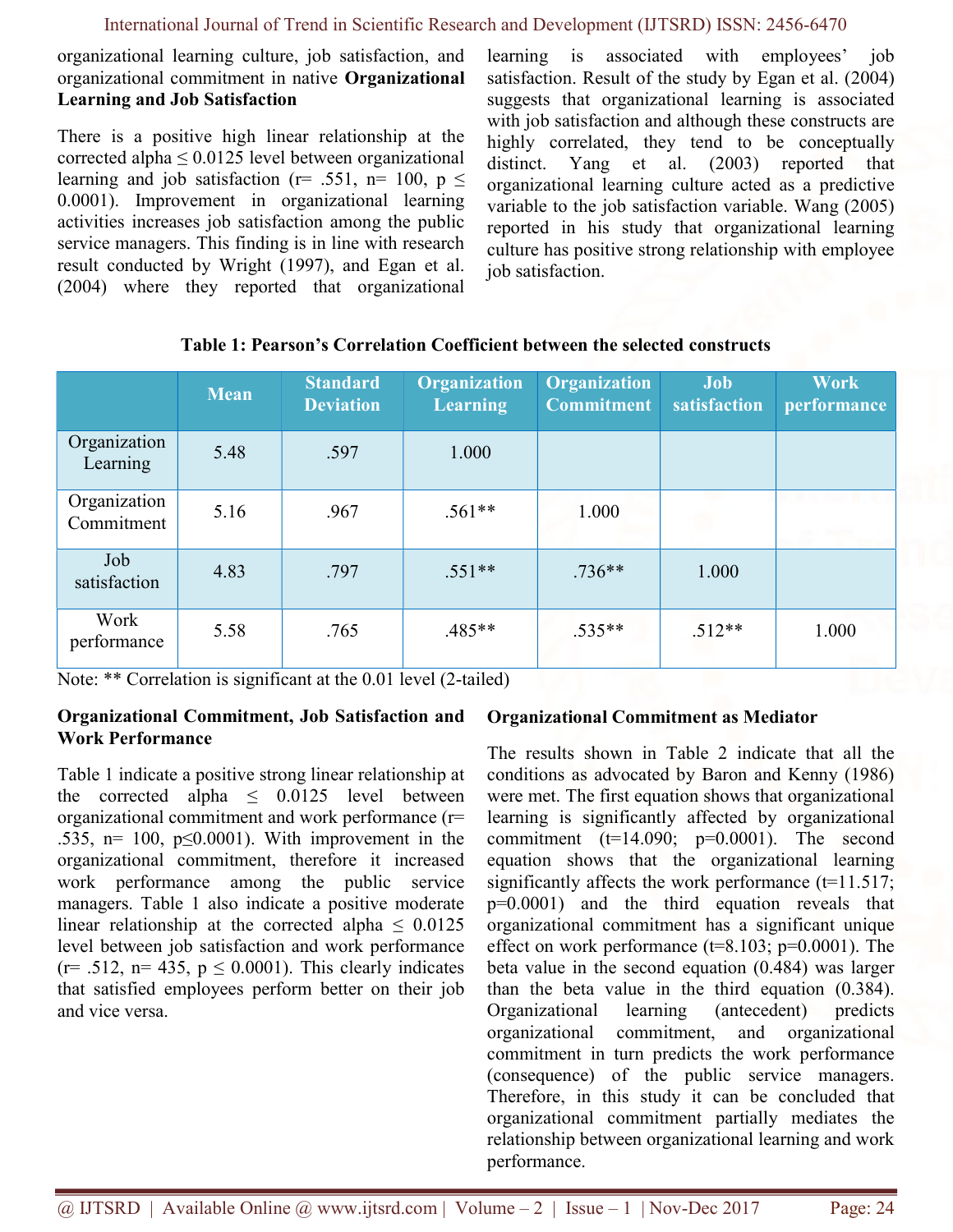organizational learning culture, job satisfaction, and organizational commitment in native **Organizational Learning and Job Satisfaction**

There is a positive high linear relationship at the corrected alpha ≤ 0.0125 level between organizational learning and job satisfaction (r= .551, n= 100, p ≤ 0.0001). Improvement in organizational learning activities increases job satisfaction among the public service managers. This finding is in line with research result conducted by Wright (1997), and Egan et al. (2004) where they reported that organizational learning is associated with employees' job satisfaction. Result of the study by Egan et al. (2004) suggests that organizational learning is associated with job satisfaction and although these constructs are highly correlated, they tend to be conceptually distinct. Yang et al. (2003) reported that organizational learning culture acted as a predictive variable to the job satisfaction variable. Wang (2005) reported in his study that organizational learning culture has positive strong relationship with employee job satisfaction.

**Table 1: Pearson's Correlation Coefficient between the selected constructs**

| | Mean | Standard Deviation | Organization Learning | Organization Commitment | Job satisfaction | Work performance |
|---|---|---|---|---|---|---|
| Organization Learning | 5.48 | .597 | 1.000 | | | |
| Organization Commitment | 5.16 | .967 | .561** | 1.000 | | |
| Job satisfaction | 4.83 | .797 | .551** | .736** | 1.000 | |
| Work performance | 5.58 | .765 | .485** | .535** | .512** | 1.000 |

Note: ** Correlation is significant at the 0.01 level (2-tailed)

**Organizational Commitment, Job Satisfaction and Work Performance**

Table 1 indicate a positive strong linear relationship at the corrected alpha ≤ 0.0125 level between organizational commitment and work performance (r= .535, n= 100, p≤0.0001). With improvement in the organizational commitment, therefore it increased work performance among the public service managers. Table 1 also indicate a positive moderate linear relationship at the corrected alpha ≤ 0.0125 level between job satisfaction and work performance (r= .512, n= 435, p ≤ 0.0001). This clearly indicates that satisfied employees perform better on their job and vice versa.

**Organizational Commitment as Mediator**

The results shown in Table 2 indicate that all the conditions as advocated by Baron and Kenny (1986) were met. The first equation shows that organizational learning is significantly affected by organizational commitment (t=14.090; p=0.0001). The second equation shows that the organizational learning significantly affects the work performance (t=11.517; p=0.0001) and the third equation reveals that organizational commitment has a significant unique effect on work performance (t=8.103; p=0.0001). The beta value in the second equation (0.484) was larger than the beta value in the third equation (0.384). Organizational learning (antecedent) predicts organizational commitment, and organizational commitment in turn predicts the work performance (consequence) of the public service managers. Therefore, in this study it can be concluded that organizational commitment partially mediates the relationship between organizational learning and work performance.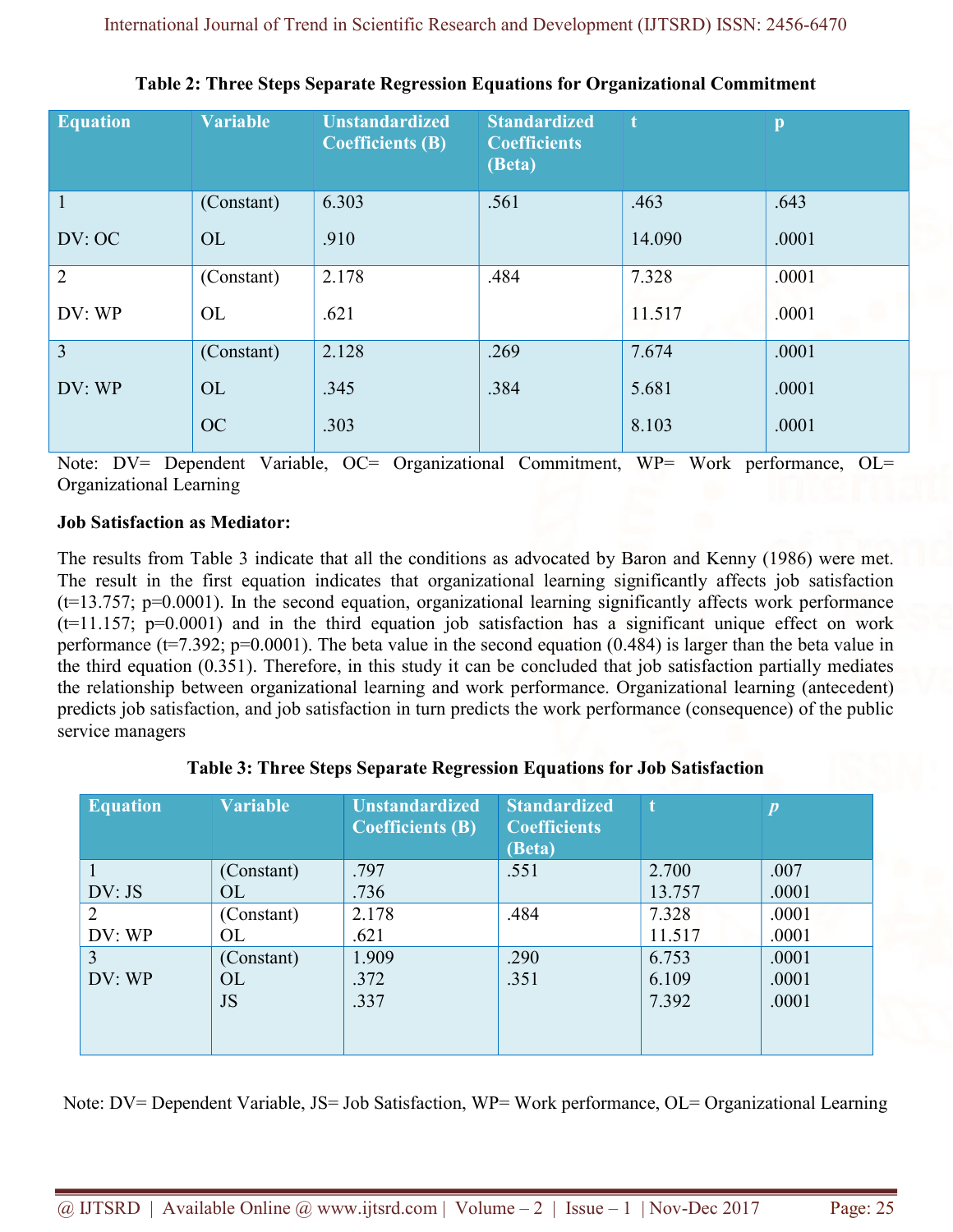**Table 2: Three Steps Separate Regression Equations for Organizational Commitment**

| Equation | Variable | Unstandardized Coefficients (B) | Standardized Coefficients (Beta) | t | p |
|---|---|---|---|---|---|
| 1 | (Constant) | 6.303 | .561 | .463 | .643 |
| DV: OC | OL | .910 | | 14.090 | .0001 |
| 2 | (Constant) | 2.178 | .484 | 7.328 | .0001 |
| DV: WP | OL | .621 | | 11.517 | .0001 |
| 3 | (Constant) | 2.128 | .269 | 7.674 | .0001 |
| DV: WP | OL | .345 | .384 | 5.681 | .0001 |
| | OC | .303 | | 8.103 | .0001 |

Note: DV= Dependent Variable, OC= Organizational Commitment, WP= Work performance, OL= Organizational Learning

**Job Satisfaction as Mediator:**

The results from Table 3 indicate that all the conditions as advocated by Baron and Kenny (1986) were met. The result in the first equation indicates that organizational learning significantly affects job satisfaction (t=13.757; p=0.0001). In the second equation, organizational learning significantly affects work performance (t=11.157; p=0.0001) and in the third equation job satisfaction has a significant unique effect on work performance (t=7.392; p=0.0001). The beta value in the second equation (0.484) is larger than the beta value in the third equation (0.351). Therefore, in this study it can be concluded that job satisfaction partially mediates the relationship between organizational learning and work performance. Organizational learning (antecedent) predicts job satisfaction, and job satisfaction in turn predicts the work performance (consequence) of the public service managers

**Table 3: Three Steps Separate Regression Equations for Job Satisfaction**

| Equation | Variable | Unstandardized Coefficients (B) | Standardized Coefficients (Beta) | t | *p* |
|---|---|---|---|---|---|
| 1 | (Constant) | .797 | .551 | 2.700 | .007 |
| DV: JS | OL | .736 | | 13.757 | .0001 |
| 2 | (Constant) | 2.178 | .484 | 7.328 | .0001 |
| DV: WP | OL | .621 | | 11.517 | .0001 |
| 3 | (Constant) | 1.909 | .290 | 6.753 | .0001 |
| DV: WP | OL | .372 | .351 | 6.109 | .0001 |
| | JS | .337 | | 7.392 | .0001 |

Note: DV= Dependent Variable, JS= Job Satisfaction, WP= Work performance, OL= Organizational Learning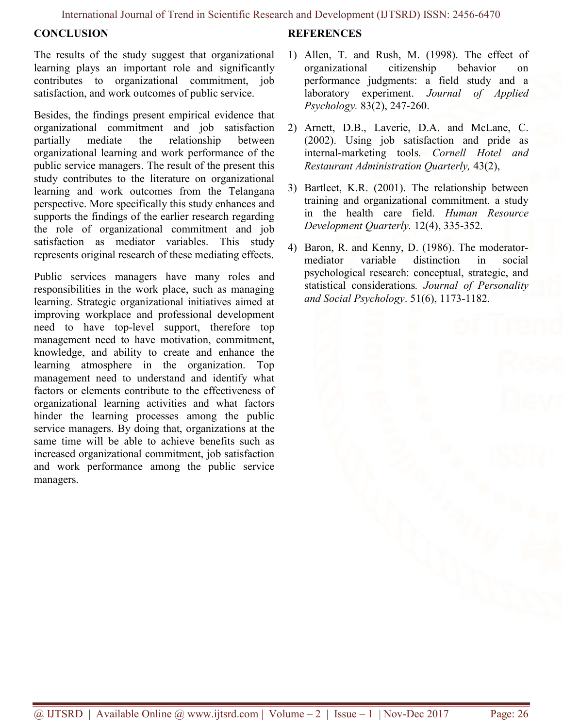## CONCLUSION

The results of the study suggest that organizational learning plays an important role and significantly contributes to organizational commitment, job satisfaction, and work outcomes of public service.

Besides, the findings present empirical evidence that organizational commitment and job satisfaction partially mediate the relationship between organizational learning and work performance of the public service managers. The result of the present this study contributes to the literature on organizational learning and work outcomes from the Telangana perspective. More specifically this study enhances and supports the findings of the earlier research regarding the role of organizational commitment and job satisfaction as mediator variables. This study represents original research of these mediating effects.

Public services managers have many roles and responsibilities in the work place, such as managing learning. Strategic organizational initiatives aimed at improving workplace and professional development need to have top-level support, therefore top management need to have motivation, commitment, knowledge, and ability to create and enhance the learning atmosphere in the organization. Top management need to understand and identify what factors or elements contribute to the effectiveness of organizational learning activities and what factors hinder the learning processes among the public service managers. By doing that, organizations at the same time will be able to achieve benefits such as increased organizational commitment, job satisfaction and work performance among the public service managers.

## REFERENCES

1) Allen, T. and Rush, M. (1998). The effect of organizational citizenship behavior on performance judgments: a field study and a laboratory experiment. *Journal of Applied Psychology.* 83(2), 247-260.

2) Arnett, D.B., Laverie, D.A. and McLane, C. (2002). Using job satisfaction and pride as internal-marketing tools. *Cornell Hotel and Restaurant Administration Quarterly,* 43(2),

3) Bartleet, K.R. (2001). The relationship between training and organizational commitment. a study in the health care field. *Human Resource Development Quarterly.* 12(4), 335-352.

4) Baron, R. and Kenny, D. (1986). The moderator-mediator variable distinction in social psychological research: conceptual, strategic, and statistical considerations. *Journal of Personality and Social Psychology*. 51(6), 1173-1182.